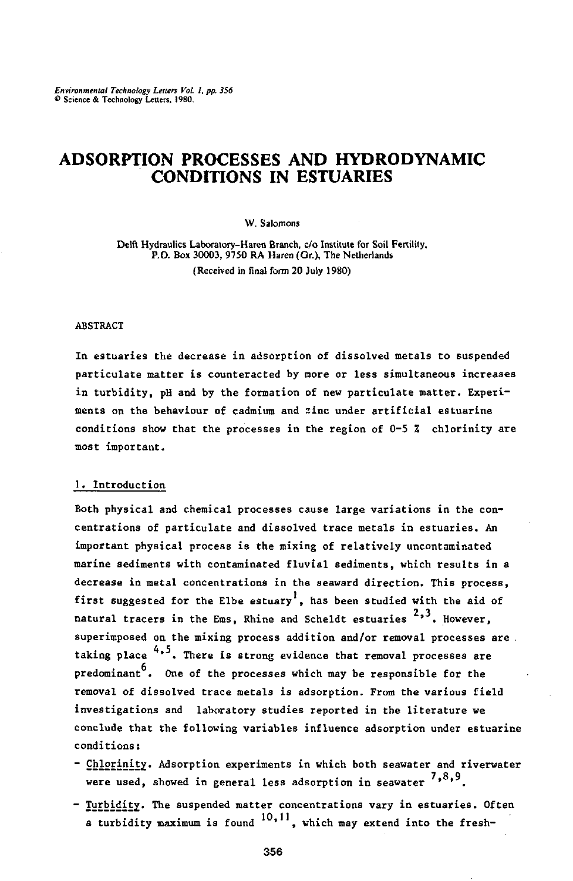# ADSORPTION PROCESSES AND HYDRODYNAMIC CONDITIONS IN ESTUARIES

W. Salomons

Delft Hydraulics Laboratory-Haren Branch, c/o Institute for Soil Fertility, P.O. Box 30003, 9750 RA Haren (Gr.), The Netherlands

(Received in final form 20 July 1980)

## ABSTRACT

In estuaries the decrease in adsorption of dissolved metals to suspended particulate matter is counteracted by more or less simultaneous increases in turbidity, pH and by the formation of new particulate matter. Experiments on the behaviour of cadmium and zinc under artificial estuarine conditions show that the processes in the region of 0-5 ‰ chlorinity are most important.

## 1. Introduction

Both physical and chemical processes cause large variations in the concentrations of particulate and dissolved trace metals in estuaries. An important physical process is the mixing of relatively uncontaminated marine sediments with contaminated fluvial sediments, which results in a decrease in metal concentrations in the seaward direction. This process, first suggested for the Elbe estuary[1], has been studied with the aid of natural tracers in the Ems, Rhine and Scheldt estuaries [2,3]. However, superimposed on the mixing process addition and/or removal processes are taking place [4,5]. There is strong evidence that removal processes are predominant[6]. One of the processes which may be responsible for the removal of dissolved trace metals is adsorption. From the various field investigations and laboratory studies reported in the literature we conclude that the following variables influence adsorption under estuarine conditions:

- Chlorinity. Adsorption experiments in which both seawater and riverwater were used, showed in general less adsorption in seawater [7,8,9].
- Turbidity. The suspended matter concentrations vary in estuaries. Often a turbidity maximum is found [10,11], which may extend into the fresh-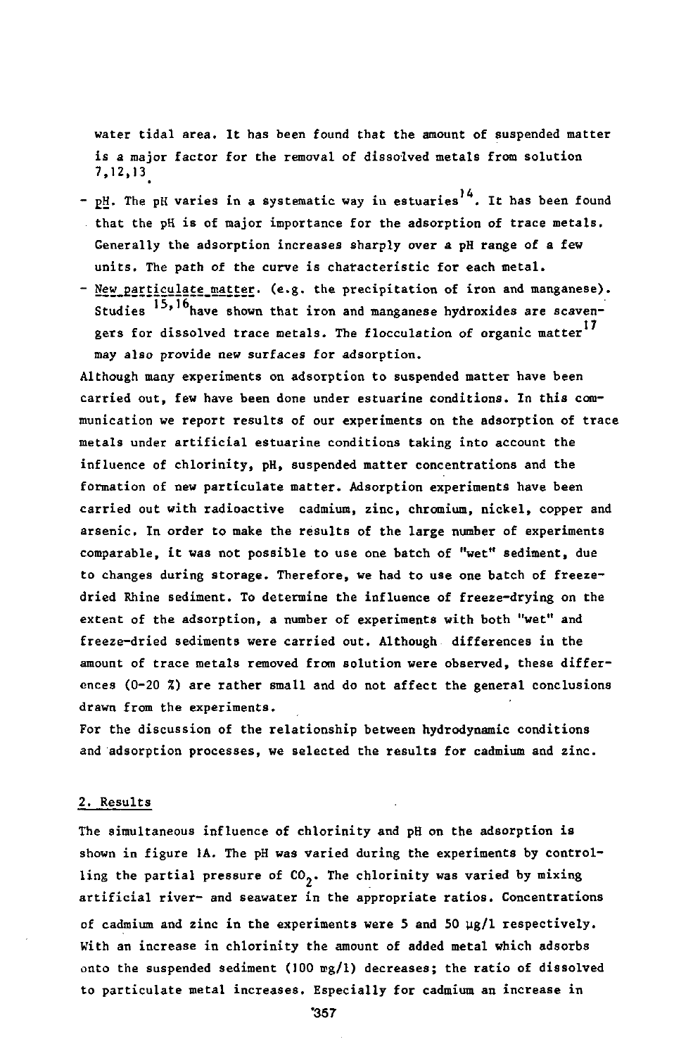water tidal area. It has been found that the amount of suspended matter is a major factor for the removal of dissolved metals from solution [7,12,13].

- pH. The pH varies in a systematic way in estuaries[14]. It has been found that the pH is of major importance for the adsorption of trace metals. Generally the adsorption increases sharply over a pH range of a few units. The path of the curve is characteristic for each metal.
- New particulate matter. (e.g. the precipitation of iron and manganese). Studies [15,16] have shown that iron and manganese hydroxides are scavengers for dissolved trace metals. The flocculation of organic matter[17] may also provide new surfaces for adsorption.

Although many experiments on adsorption to suspended matter have been carried out, few have been done under estuarine conditions. In this communication we report results of our experiments on the adsorption of trace metals under artificial estuarine conditions taking into account the influence of chlorinity, pH, suspended matter concentrations and the formation of new particulate matter. Adsorption experiments have been carried out with radioactive cadmium, zinc, chromium, nickel, copper and arsenic. In order to make the results of the large number of experiments comparable, it was not possible to use one batch of "wet" sediment, due to changes during storage. Therefore, we had to use one batch of freeze-dried Rhine sediment. To determine the influence of freeze-drying on the extent of the adsorption, a number of experiments with both "wet" and freeze-dried sediments were carried out. Although differences in the amount of trace metals removed from solution were observed, these differences (0-20 %) are rather small and do not affect the general conclusions drawn from the experiments.

For the discussion of the relationship between hydrodynamic conditions and adsorption processes, we selected the results for cadmium and zinc.

## 2. Results

The simultaneous influence of chlorinity and pH on the adsorption is shown in figure 1A. The pH was varied during the experiments by controlling the partial pressure of $CO_2$. The chlorinity was varied by mixing artificial river- and seawater in the appropriate ratios. Concentrations of cadmium and zinc in the experiments were 5 and 50 µg/l respectively. With an increase in chlorinity the amount of added metal which adsorbs onto the suspended sediment (100 mg/l) decreases; the ratio of dissolved to particulate metal increases. Especially for cadmium an increase in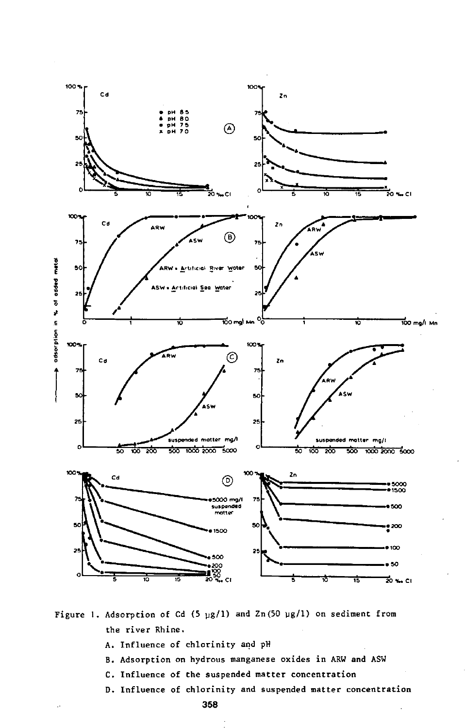Figure 1. Adsorption of Cd (5 µg/l) and Zn (50 µg/l) on sediment from the river Rhine.

A. Influence of chlorinity and pH

B. Adsorption on hydrous manganese oxides in ARW and ASW

C. Influence of the suspended matter concentration

D. Influence of chlorinity and suspended matter concentration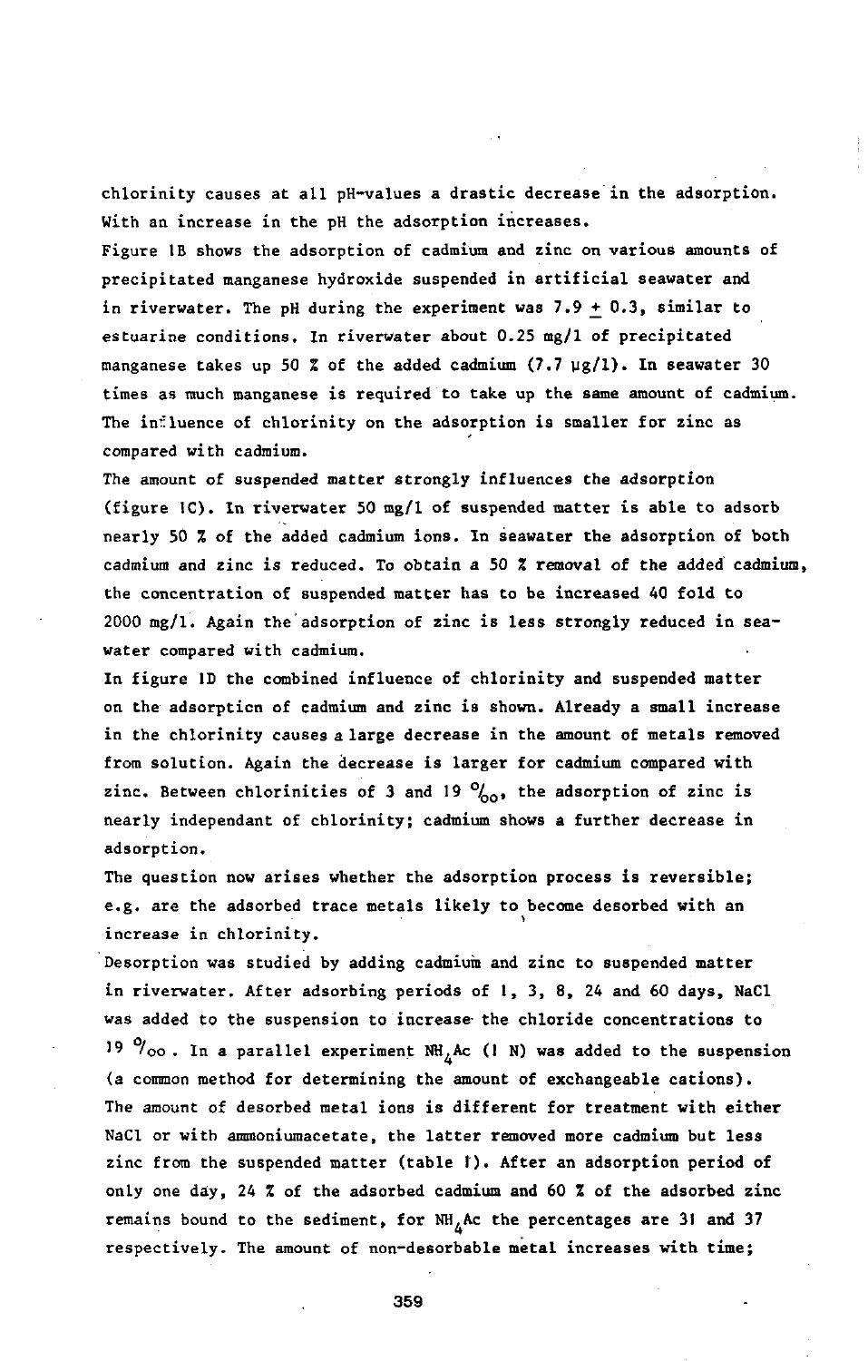chlorinity causes at all pH-values a drastic decrease in the adsorption. With an increase in the pH the adsorption increases.

Figure 1B shows the adsorption of cadmium and zinc on various amounts of precipitated manganese hydroxide suspended in artificial seawater and in riverwater. The pH during the experiment was 7.9 $\pm$ 0.3, similar to estuarine conditions. In riverwater about 0.25 mg/l of precipitated manganese takes up 50 % of the added cadmium (7.7 μg/l). In seawater 30 times as much manganese is required to take up the same amount of cadmium. The influence of chlorinity on the adsorption is smaller for zinc as compared with cadmium.

The amount of suspended matter strongly influences the adsorption (figure 1C). In riverwater 50 mg/l of suspended matter is able to adsorb nearly 50 % of the added cadmium ions. In seawater the adsorption of both cadmium and zinc is reduced. To obtain a 50 % removal of the added cadmium, the concentration of suspended matter has to be increased 40 fold to 2000 mg/l. Again the adsorption of zinc is less strongly reduced in seawater compared with cadmium.

In figure 1D the combined influence of chlorinity and suspended matter on the adsorption of cadmium and zinc is shown. Already a small increase in the chlorinity causes a large decrease in the amount of metals removed from solution. Again the decrease is larger for cadmium compared with zinc. Between chlorinities of 3 and 19 ‰, the adsorption of zinc is nearly independant of chlorinity; cadmium shows a further decrease in adsorption.

The question now arises whether the adsorption process is reversible; e.g. are the adsorbed trace metals likely to become desorbed with an increase in chlorinity.

Desorption was studied by adding cadmium and zinc to suspended matter in riverwater. After adsorbing periods of 1, 3, 8, 24 and 60 days, NaCl was added to the suspension to increase the chloride concentrations to 19 ‰. In a parallel experiment $NH_4Ac$ (1 N) was added to the suspension (a common method for determining the amount of exchangeable cations). The amount of desorbed metal ions is different for treatment with either NaCl or with ammoniumacetate, the latter removed more cadmium but less zinc from the suspended matter (table 1). After an adsorption period of only one day, 24 % of the adsorbed cadmium and 60 % of the adsorbed zinc remains bound to the sediment, for $NH_4Ac$ the percentages are 31 and 37 respectively. The amount of non-desorbable metal increases with time;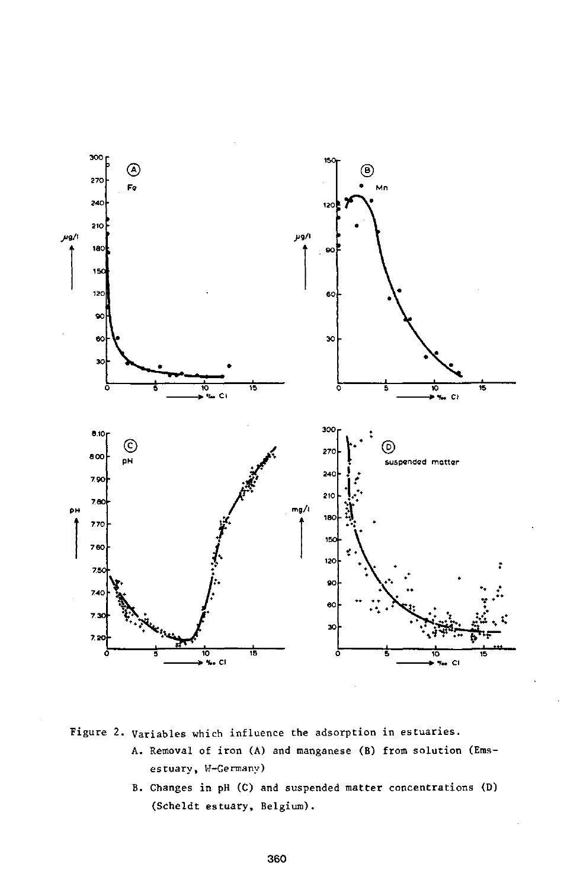Figure 2. Variables which influence the adsorption in estuaries.

A. Removal of iron (A) and manganese (B) from solution (Ems-estuary, W-Germany)

B. Changes in pH (C) and suspended matter concentrations (D) (Scheldt estuary, Belgium).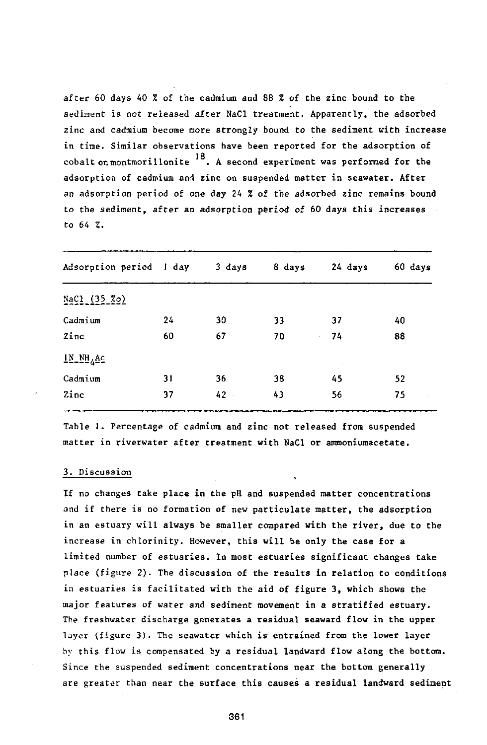after 60 days 40 % of the cadmium and 88 % of the zinc bound to the sediment is not released after NaCl treatment. Apparently, the adsorbed zinc and cadmium become more strongly bound to the sediment with increase in time. Similar observations have been reported for the adsorption of cobalt on montmorillonite [18]. A second experiment was performed for the adsorption of cadmium and zinc on suspended matter in seawater. After an adsorption period of one day 24 % of the adsorbed zinc remains bound to the sediment, after an adsorption period of 60 days this increases to 64 %.

| Adsorption period | 1 day | 3 days | 8 days | 24 days | 60 days |
|---|---|---|---|---|---|
| NaCl (35 ‰) | | | | | |
| Cadmium | 24 | 30 | 33 | 37 | 40 |
| Zinc | 60 | 67 | 70 | 74 | 88 |
| 1N $NH_4Ac$ | | | | | |
| Cadmium | 31 | 36 | 38 | 45 | 52 |
| Zinc | 37 | 42 | 43 | 56 | 75 |

Table 1. Percentage of cadmium and zinc not released from suspended matter in riverwater after treatment with NaCl or ammoniumacetate.

## 3. Discussion

If no changes take place in the pH and suspended matter concentrations and if there is no formation of new particulate matter, the adsorption in an estuary will always be smaller compared with the river, due to the increase in chlorinity. However, this will be only the case for a limited number of estuaries. In most estuaries significant changes take place (figure 2). The discussion of the results in relation to conditions in estuaries is facilitated with the aid of figure 3, which shows the major features of water and sediment movement in a stratified estuary. The freshwater discharge generates a residual seaward flow in the upper layer (figure 3). The seawater which is entrained from the lower layer by this flow is compensated by a residual landward flow along the bottom. Since the suspended sediment concentrations near the bottom generally are greater than near the surface this causes a residual landward sediment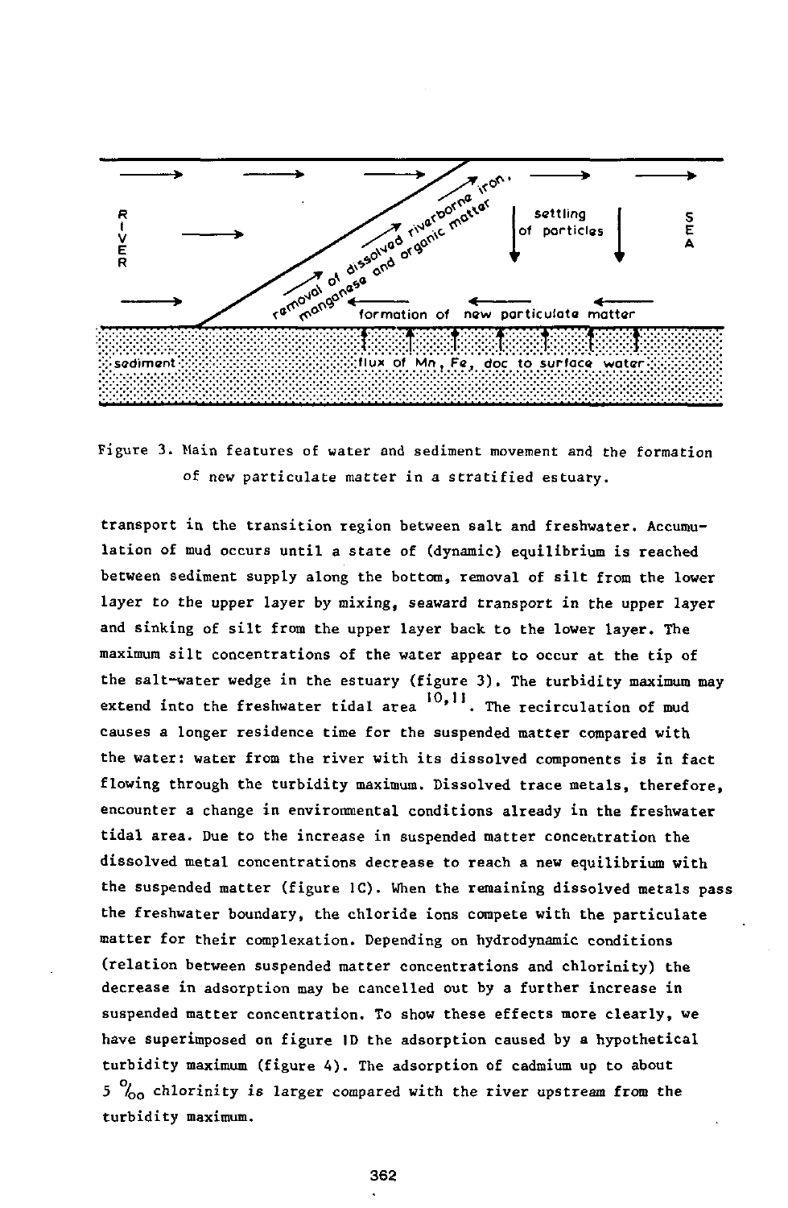Figure 3. Main features of water and sediment movement and the formation of new particulate matter in a stratified estuary.

transport in the transition region between salt and freshwater. Accumulation of mud occurs until a state of (dynamic) equilibrium is reached between sediment supply along the bottom, removal of silt from the lower layer to the upper layer by mixing, seaward transport in the upper layer and sinking of silt from the upper layer back to the lower layer. The maximum silt concentrations of the water appear to occur at the tip of the salt-water wedge in the estuary (figure 3). The turbidity maximum may extend into the freshwater tidal area [10,11]. The recirculation of mud causes a longer residence time for the suspended matter compared with the water: water from the river with its dissolved components is in fact flowing through the turbidity maximum. Dissolved trace metals, therefore, encounter a change in environmental conditions already in the freshwater tidal area. Due to the increase in suspended matter concentration the dissolved metal concentrations decrease to reach a new equilibrium with the suspended matter (figure 1C). When the remaining dissolved metals pass the freshwater boundary, the chloride ions compete with the particulate matter for their complexation. Depending on hydrodynamic conditions (relation between suspended matter concentrations and chlorinity) the decrease in adsorption may be cancelled out by a further increase in suspended matter concentration. To show these effects more clearly, we have superimposed on figure 1D the adsorption caused by a hypothetical turbidity maximum (figure 4). The adsorption of cadmium up to about 5 ‰ chlorinity is larger compared with the river upstream from the turbidity maximum.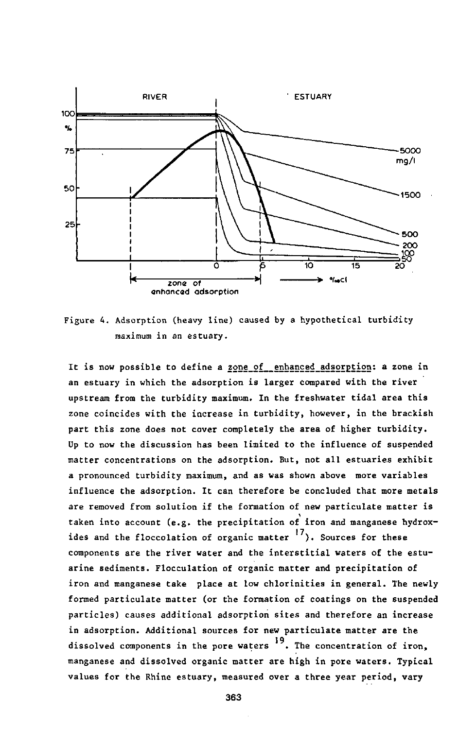Figure 4. Adsorption (heavy line) caused by a hypothetical turbidity maximum in an estuary.

It is now possible to define a _zone of enhanced adsorption_: a zone in an estuary in which the adsorption is larger compared with the river upstream from the turbidity maximum. In the freshwater tidal area this zone coincides with the increase in turbidity, however, in the brackish part this zone does not cover completely the area of higher turbidity. Up to now the discussion has been limited to the influence of suspended matter concentrations on the adsorption. But, not all estuaries exhibit a pronounced turbidity maximum, and as was shown above more variables influence the adsorption. It can therefore be concluded that more metals are removed from solution if the formation of new particulate matter is taken into account (e.g. the precipitation of iron and manganese hydroxides and the floccolation of organic matter [17]). Sources for these components are the river water and the interstitial waters of the estuarine sediments. Flocculation of organic matter and precipitation of iron and manganese take place at low chlorinities in general. The newly formed particulate matter (or the formation of coatings on the suspended particles) causes additional adsorption sites and therefore an increase in adsorption. Additional sources for new particulate matter are the dissolved components in the pore waters [19]. The concentration of iron, manganese and dissolved organic matter are high in pore waters. Typical values for the Rhine estuary, measured over a three year period, vary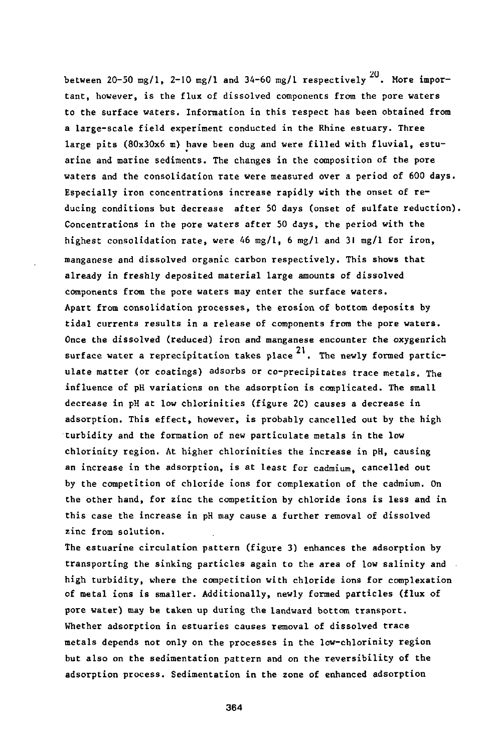between 20-50 mg/l, 2-10 mg/l and 34-60 mg/l respectively [20]. More important, however, is the flux of dissolved components from the pore waters to the surface waters. Information in this respect has been obtained from a large-scale field experiment conducted in the Rhine estuary. Three large pits (80x30x6 m) have been dug and were filled with fluvial, estuarine and marine sediments. The changes in the composition of the pore waters and the consolidation rate were measured over a period of 600 days. Especially iron concentrations increase rapidly with the onset of reducing conditions but decrease after 50 days (onset of sulfate reduction). Concentrations in the pore waters after 50 days, the period with the highest consolidation rate, were 46 mg/l, 6 mg/l and 31 mg/l for iron, manganese and dissolved organic carbon respectively. This shows that already in freshly deposited material large amounts of dissolved components from the pore waters may enter the surface waters.
Apart from consolidation processes, the erosion of bottom deposits by tidal currents results in a release of components from the pore waters. Once the dissolved (reduced) iron and manganese encounter the oxygenrich surface water a reprecipitation takes place [21]. The newly formed particulate matter (or coatings) adsorbs or co-precipitates trace metals. The influence of pH variations on the adsorption is complicated. The small decrease in pH at low chlorinities (figure 2C) causes a decrease in adsorption. This effect, however, is probably cancelled out by the high turbidity and the formation of new particulate metals in the low chlorinity region. At higher chlorinities the increase in pH, causing an increase in the adsorption, is at least for cadmium, cancelled out by the competition of chloride ions for complexation of the cadmium. On the other hand, for zinc the competition by chloride ions is less and in this case the increase in pH may cause a further removal of dissolved zinc from solution.
The estuarine circulation pattern (figure 3) enhances the adsorption by transporting the sinking particles again to the area of low salinity and high turbidity, where the competition with chloride ions for complexation of metal ions is smaller. Additionally, newly formed particles (flux of pore water) may be taken up during the landward bottom transport.
Whether adsorption in estuaries causes removal of dissolved trace metals depends not only on the processes in the low-chlorinity region but also on the sedimentation pattern and on the reversibility of the adsorption process. Sedimentation in the zone of enhanced adsorption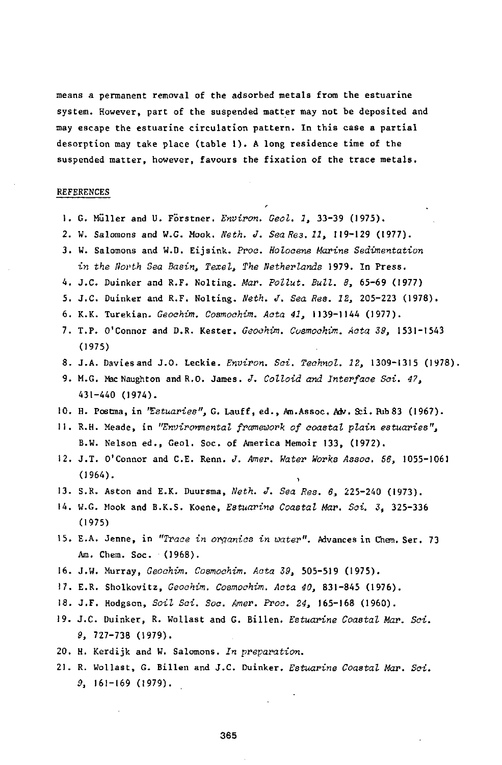means a permanent removal of the adsorbed metals from the estuarine system. However, part of the suspended matter may not be deposited and may escape the estuarine circulation pattern. In this case a partial desorption may take place (table 1). A long residence time of the suspended matter, however, favours the fixation of the trace metals.

## REFERENCES

1. G. Müller and U. Förstner. *Environ. Geol. 1*, 33-39 (1975).
2. W. Salomons and W.G. Mook. *Neth. J. Sea Res. 11*, 119-129 (1977).
3. W. Salomons and W.D. Eijsink. *Proc. Holocene Marine Sedimentation in the North Sea Basin, Texel, The Netherlands* 1979. In Press.
4. J.C. Duinker and R.F. Nolting. *Mar. Pollut. Bull. 8*, 65-69 (1977)
5. J.C. Duinker and R.F. Nolting. *Neth. J. Sea Res. 12*, 205-223 (1978).
6. K.K. Turekian. *Geochim. Cosmochim. Acta 41*, 1139-1144 (1977).
7. T.P. O'Connor and D.R. Kester. *Geochim. Cosmochim. Acta 39*, 1531-1543 (1975)
8. J.A. Davies and J.O. Leckie. *Environ. Sci. Technol. 12*, 1309-1315 (1978).
9. M.G. MacNaughton and R.O. James. *J. Colloid and Interface Sci. 47*, 431-440 (1974).
10. H. Postma, in *"Estuaries"*, G. Lauff, ed., Am.Assoc. Adv. Sci. Pub 83 (1967).
11. R.H. Meade, in *"Environmental framework of coastal plain estuaries"*, B.W. Nelson ed., Geol. Soc. of America Memoir 133, (1972).
12. J.T. O'Connor and C.E. Renn. *J. Amer. Water Works Assoc. 56*, 1055-1061 (1964).
13. S.R. Aston and E.K. Duursma, *Neth. J. Sea Res. 6*, 225-240 (1973).
14. W.G. Mook and B.K.S. Koene, *Estuarine Coastal Mar. Sci. 3*, 325-336 (1975)
15. E.A. Jenne, in *"Trace in organics in water"*. Advances in Chem. Ser. 73 Am. Chem. Soc. (1968).
16. J.W. Murray, *Geochim. Cosmochim. Acta 39*, 505-519 (1975).
17. E.R. Sholkovitz, *Geochim. Cosmochim. Acta 40*, 831-845 (1976).
18. J.F. Hodgson, *Soil Sci. Soc. Amer. Proc. 24*, 165-168 (1960).
19. J.C. Duinker, R. Wollast and G. Billen. *Estuarine Coastal Mar. Sci. 9*, 727-738 (1979).
20. H. Kerdijk and W. Salomons. *In preparation.*
21. R. Wollast, G. Billen and J.C. Duinker. *Estuarine Coastal Mar. Sci. 9*, 161-169 (1979).